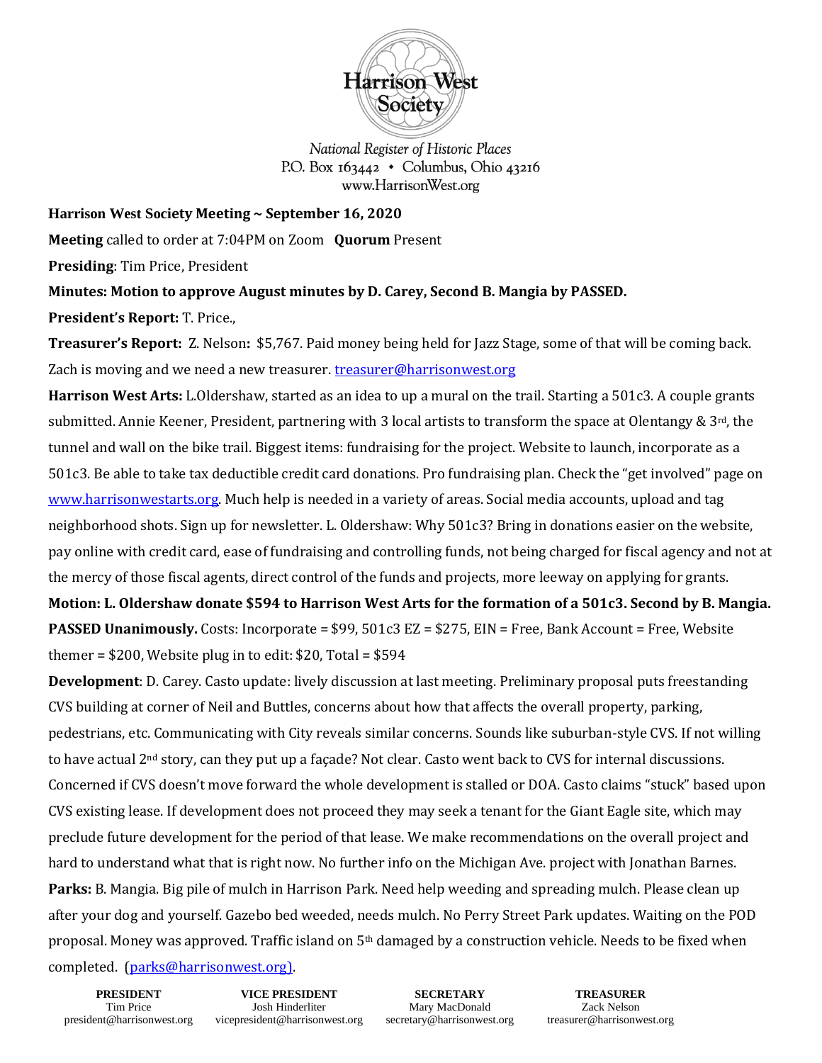Harrison West Society

*National Register of Historic Places*
P.O. Box 163442 • Columbus, Ohio 43216
www.HarrisonWest.org

**Harrison West Society Meeting ~ September 16, 2020**

**Meeting** called to order at 7:04PM on Zoom **Quorum** Present

**Presiding**: Tim Price, President

**Minutes: Motion to approve August minutes by D. Carey, Second B. Mangia by PASSED.**

**President's Report:** T. Price.,

**Treasurer's Report:** Z. Nelson**:** $5,767. Paid money being held for Jazz Stage, some of that will be coming back. Zach is moving and we need a new treasurer. treasurer@harrisonwest.org

**Harrison West Arts:** L.Oldershaw, started as an idea to up a mural on the trail. Starting a 501c3. A couple grants submitted. Annie Keener, President, partnering with 3 local artists to transform the space at Olentangy & 3rd, the tunnel and wall on the bike trail. Biggest items: fundraising for the project. Website to launch, incorporate as a 501c3. Be able to take tax deductible credit card donations. Pro fundraising plan. Check the "get involved" page on www.harrisonwestarts.org. Much help is needed in a variety of areas. Social media accounts, upload and tag neighborhood shots. Sign up for newsletter. L. Oldershaw: Why 501c3? Bring in donations easier on the website, pay online with credit card, ease of fundraising and controlling funds, not being charged for fiscal agency and not at the mercy of those fiscal agents, direct control of the funds and projects, more leeway on applying for grants.

**Motion: L. Oldershaw donate $594 to Harrison West Arts for the formation of a 501c3. Second by B. Mangia. PASSED Unanimously.** Costs: Incorporate = $99, 501c3 EZ = $275, EIN = Free, Bank Account = Free, Website themer = $200, Website plug in to edit: $20, Total = $594

**Development**: D. Carey. Casto update: lively discussion at last meeting. Preliminary proposal puts freestanding CVS building at corner of Neil and Buttles, concerns about how that affects the overall property, parking, pedestrians, etc. Communicating with City reveals similar concerns. Sounds like suburban-style CVS. If not willing to have actual 2nd story, can they put up a façade? Not clear. Casto went back to CVS for internal discussions. Concerned if CVS doesn't move forward the whole development is stalled or DOA. Casto claims "stuck" based upon CVS existing lease. If development does not proceed they may seek a tenant for the Giant Eagle site, which may preclude future development for the period of that lease. We make recommendations on the overall project and hard to understand what that is right now. No further info on the Michigan Ave. project with Jonathan Barnes.

**Parks:** B. Mangia. Big pile of mulch in Harrison Park. Need help weeding and spreading mulch. Please clean up after your dog and yourself. Gazebo bed weeded, needs mulch. No Perry Street Park updates. Waiting on the POD proposal. Money was approved. Traffic island on 5th damaged by a construction vehicle. Needs to be fixed when completed. (parks@harrisonwest.org).

| PRESIDENT | VICE PRESIDENT | SECRETARY | TREASURER |
|---|---|---|---|
| Tim Price | Josh Hinderliter | Mary MacDonald | Zack Nelson |
| president@harrisonwest.org | vicepresident@harrisonwest.org | secretary@harrisonwest.org | treasurer@harrisonwest.org |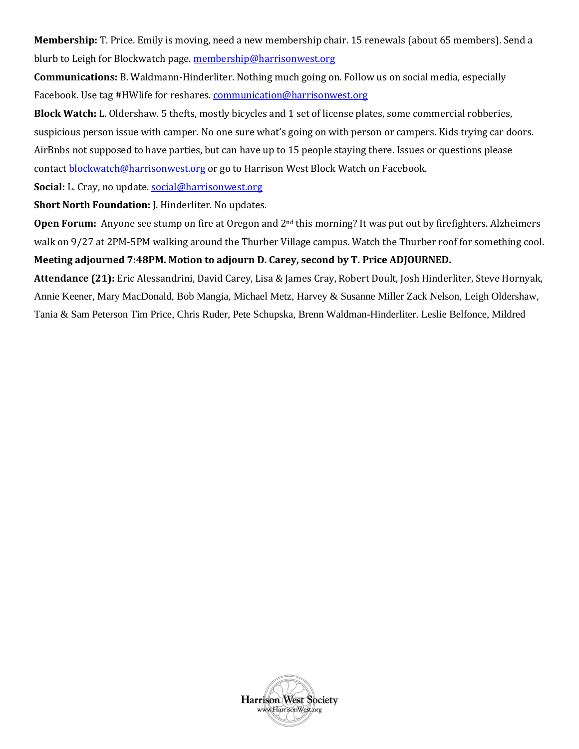**Membership:** T. Price. Emily is moving, need a new membership chair. 15 renewals (about 65 members). Send a blurb to Leigh for Blockwatch page. membership@harrisonwest.org

**Communications:** B. Waldmann-Hinderliter. Nothing much going on. Follow us on social media, especially Facebook. Use tag #HWlife for reshares. communication@harrisonwest.org

**Block Watch:** L. Oldershaw. 5 thefts, mostly bicycles and 1 set of license plates, some commercial robberies, suspicious person issue with camper. No one sure what's going on with person or campers. Kids trying car doors. AirBnbs not supposed to have parties, but can have up to 15 people staying there. Issues or questions please contact blockwatch@harrisonwest.org or go to Harrison West Block Watch on Facebook.

**Social:** L. Cray, no update. social@harrisonwest.org

**Short North Foundation:** J. Hinderliter. No updates.

**Open Forum:** Anyone see stump on fire at Oregon and 2nd this morning? It was put out by firefighters. Alzheimers walk on 9/27 at 2PM-5PM walking around the Thurber Village campus. Watch the Thurber roof for something cool.

**Meeting adjourned 7:48PM. Motion to adjourn D. Carey, second by T. Price ADJOURNED.**

**Attendance (21):** Eric Alessandrini, David Carey, Lisa & James Cray, Robert Doult, Josh Hinderliter, Steve Hornyak, Annie Keener, Mary MacDonald, Bob Mangia, Michael Metz, Harvey & Susanne Miller Zack Nelson, Leigh Oldershaw, Tania & Sam Peterson Tim Price, Chris Ruder, Pete Schupska, Brenn Waldman-Hinderliter. Leslie Belfonce, Mildred

Harrison West Society
www.HarrisonWest.org